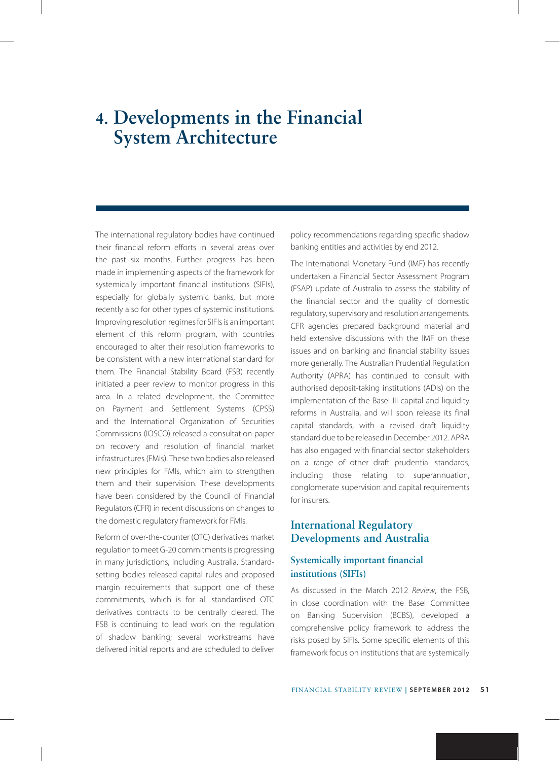# 4. Developments in the Financial System Architecture

The international regulatory bodies have continued their financial reform efforts in several areas over the past six months. Further progress has been made in implementing aspects of the framework for systemically important financial institutions (SIFIs), especially for globally systemic banks, but more recently also for other types of systemic institutions. Improving resolution regimes for SIFIs is an important element of this reform program, with countries encouraged to alter their resolution frameworks to be consistent with a new international standard for them. The Financial Stability Board (FSB) recently initiated a peer review to monitor progress in this area. In a related development, the Committee on Payment and Settlement Systems (CPSS) and the International Organization of Securities Commissions (IOSCO) released a consultation paper on recovery and resolution of financial market infrastructures (FMIs). These two bodies also released new principles for FMIs, which aim to strengthen them and their supervision. These developments have been considered by the Council of Financial Regulators (CFR) in recent discussions on changes to the domestic regulatory framework for FMIs.

Reform of over-the-counter (OTC) derivatives market regulation to meet G-20 commitments is progressing in many jurisdictions, including Australia. Standard-setting bodies released capital rules and proposed margin requirements that support one of these commitments, which is for all standardised OTC derivatives contracts to be centrally cleared. The FSB is continuing to lead work on the regulation of shadow banking; several workstreams have delivered initial reports and are scheduled to deliver policy recommendations regarding specific shadow banking entities and activities by end 2012.

The International Monetary Fund (IMF) has recently undertaken a Financial Sector Assessment Program (FSAP) update of Australia to assess the stability of the financial sector and the quality of domestic regulatory, supervisory and resolution arrangements. CFR agencies prepared background material and held extensive discussions with the IMF on these issues and on banking and financial stability issues more generally. The Australian Prudential Regulation Authority (APRA) has continued to consult with authorised deposit-taking institutions (ADIs) on the implementation of the Basel III capital and liquidity reforms in Australia, and will soon release its final capital standards, with a revised draft liquidity standard due to be released in December 2012. APRA has also engaged with financial sector stakeholders on a range of other draft prudential standards, including those relating to superannuation, conglomerate supervision and capital requirements for insurers.

## International Regulatory Developments and Australia

### Systemically important financial institutions (SIFIs)

As discussed in the March 2012 *Review*, the FSB, in close coordination with the Basel Committee on Banking Supervision (BCBS), developed a comprehensive policy framework to address the risks posed by SIFIs. Some specific elements of this framework focus on institutions that are systemically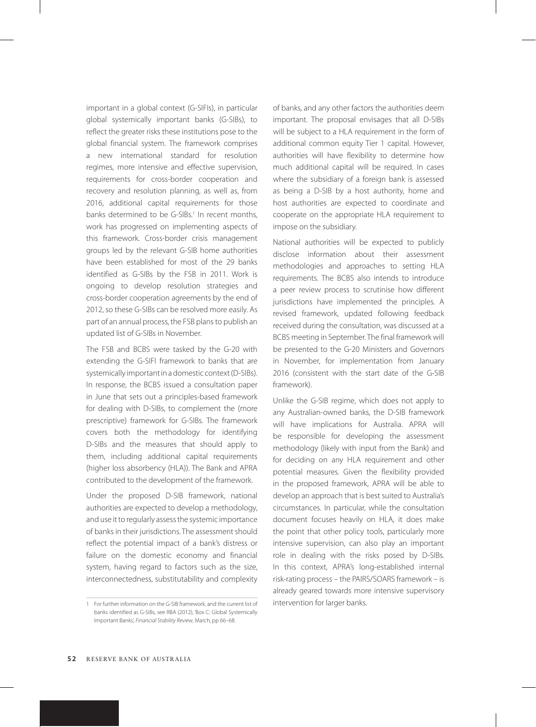important in a global context (G-SIFIs), in particular global systemically important banks (G-SIBs), to reflect the greater risks these institutions pose to the global financial system. The framework comprises a new international standard for resolution regimes, more intensive and effective supervision, requirements for cross-border cooperation and recovery and resolution planning, as well as, from 2016, additional capital requirements for those banks determined to be G-SIBs.[1] In recent months, work has progressed on implementing aspects of this framework. Cross-border crisis management groups led by the relevant G-SIB home authorities have been established for most of the 29 banks identified as G-SIBs by the FSB in 2011. Work is ongoing to develop resolution strategies and cross-border cooperation agreements by the end of 2012, so these G-SIBs can be resolved more easily. As part of an annual process, the FSB plans to publish an updated list of G-SIBs in November.

The FSB and BCBS were tasked by the G-20 with extending the G-SIFI framework to banks that are systemically important in a domestic context (D-SIBs). In response, the BCBS issued a consultation paper in June that sets out a principles-based framework for dealing with D-SIBs, to complement the (more prescriptive) framework for G-SIBs. The framework covers both the methodology for identifying D-SIBs and the measures that should apply to them, including additional capital requirements (higher loss absorbency (HLA)). The Bank and APRA contributed to the development of the framework.

Under the proposed D-SIB framework, national authorities are expected to develop a methodology, and use it to regularly assess the systemic importance of banks in their jurisdictions. The assessment should reflect the potential impact of a bank's distress or failure on the domestic economy and financial system, having regard to factors such as the size, interconnectedness, substitutability and complexity of banks, and any other factors the authorities deem important. The proposal envisages that all D-SIBs will be subject to a HLA requirement in the form of additional common equity Tier 1 capital. However, authorities will have flexibility to determine how much additional capital will be required. In cases where the subsidiary of a foreign bank is assessed as being a D-SIB by a host authority, home and host authorities are expected to coordinate and cooperate on the appropriate HLA requirement to impose on the subsidiary.

National authorities will be expected to publicly disclose information about their assessment methodologies and approaches to setting HLA requirements. The BCBS also intends to introduce a peer review process to scrutinise how different jurisdictions have implemented the principles. A revised framework, updated following feedback received during the consultation, was discussed at a BCBS meeting in September. The final framework will be presented to the G-20 Ministers and Governors in November, for implementation from January 2016 (consistent with the start date of the G-SIB framework).

Unlike the G-SIB regime, which does not apply to any Australian-owned banks, the D-SIB framework will have implications for Australia. APRA will be responsible for developing the assessment methodology (likely with input from the Bank) and for deciding on any HLA requirement and other potential measures. Given the flexibility provided in the proposed framework, APRA will be able to develop an approach that is best suited to Australia's circumstances. In particular, while the consultation document focuses heavily on HLA, it does make the point that other policy tools, particularly more intensive supervision, can also play an important role in dealing with the risks posed by D-SIBs. In this context, APRA's long-established internal risk-rating process – the PAIRS/SOARS framework – is already geared towards more intensive supervisory intervention for larger banks.

---

1 For further information on the G-SIB framework, and the current list of banks identified as G-SIBs, see RBA (2012), 'Box C: Global Systemically Important Banks', *Financial Stability Review*, March, pp 66–68.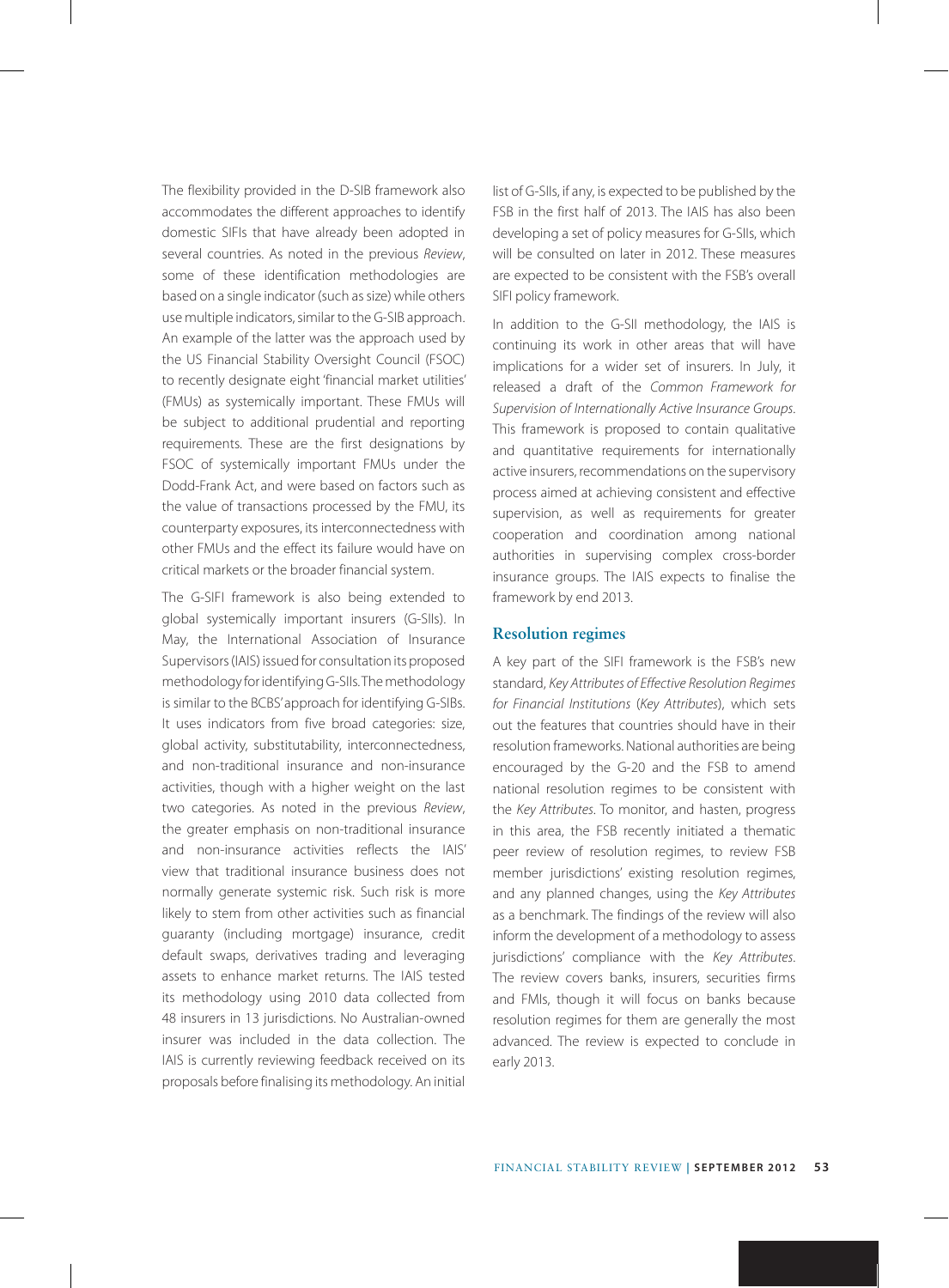The flexibility provided in the D-SIB framework also accommodates the different approaches to identify domestic SIFIs that have already been adopted in several countries. As noted in the previous *Review*, some of these identification methodologies are based on a single indicator (such as size) while others use multiple indicators, similar to the G-SIB approach. An example of the latter was the approach used by the US Financial Stability Oversight Council (FSOC) to recently designate eight 'financial market utilities' (FMUs) as systemically important. These FMUs will be subject to additional prudential and reporting requirements. These are the first designations by FSOC of systemically important FMUs under the Dodd-Frank Act, and were based on factors such as the value of transactions processed by the FMU, its counterparty exposures, its interconnectedness with other FMUs and the effect its failure would have on critical markets or the broader financial system.

The G-SIFI framework is also being extended to global systemically important insurers (G-SIIs). In May, the International Association of Insurance Supervisors (IAIS) issued for consultation its proposed methodology for identifying G-SIIs. The methodology is similar to the BCBS' approach for identifying G-SIBs. It uses indicators from five broad categories: size, global activity, substitutability, interconnectedness, and non-traditional insurance and non-insurance activities, though with a higher weight on the last two categories. As noted in the previous *Review*, the greater emphasis on non-traditional insurance and non-insurance activities reflects the IAIS' view that traditional insurance business does not normally generate systemic risk. Such risk is more likely to stem from other activities such as financial guaranty (including mortgage) insurance, credit default swaps, derivatives trading and leveraging assets to enhance market returns. The IAIS tested its methodology using 2010 data collected from 48 insurers in 13 jurisdictions. No Australian-owned insurer was included in the data collection. The IAIS is currently reviewing feedback received on its proposals before finalising its methodology. An initial list of G-SIIs, if any, is expected to be published by the FSB in the first half of 2013. The IAIS has also been developing a set of policy measures for G-SIIs, which will be consulted on later in 2012. These measures are expected to be consistent with the FSB's overall SIFI policy framework.

In addition to the G-SII methodology, the IAIS is continuing its work in other areas that will have implications for a wider set of insurers. In July, it released a draft of the *Common Framework for Supervision of Internationally Active Insurance Groups*. This framework is proposed to contain qualitative and quantitative requirements for internationally active insurers, recommendations on the supervisory process aimed at achieving consistent and effective supervision, as well as requirements for greater cooperation and coordination among national authorities in supervising complex cross-border insurance groups. The IAIS expects to finalise the framework by end 2013.

## Resolution regimes

A key part of the SIFI framework is the FSB's new standard, *Key Attributes of Effective Resolution Regimes for Financial Institutions* (*Key Attributes*), which sets out the features that countries should have in their resolution frameworks. National authorities are being encouraged by the G-20 and the FSB to amend national resolution regimes to be consistent with the *Key Attributes*. To monitor, and hasten, progress in this area, the FSB recently initiated a thematic peer review of resolution regimes, to review FSB member jurisdictions' existing resolution regimes, and any planned changes, using the *Key Attributes* as a benchmark. The findings of the review will also inform the development of a methodology to assess jurisdictions' compliance with the *Key Attributes*. The review covers banks, insurers, securities firms and FMIs, though it will focus on banks because resolution regimes for them are generally the most advanced. The review is expected to conclude in early 2013.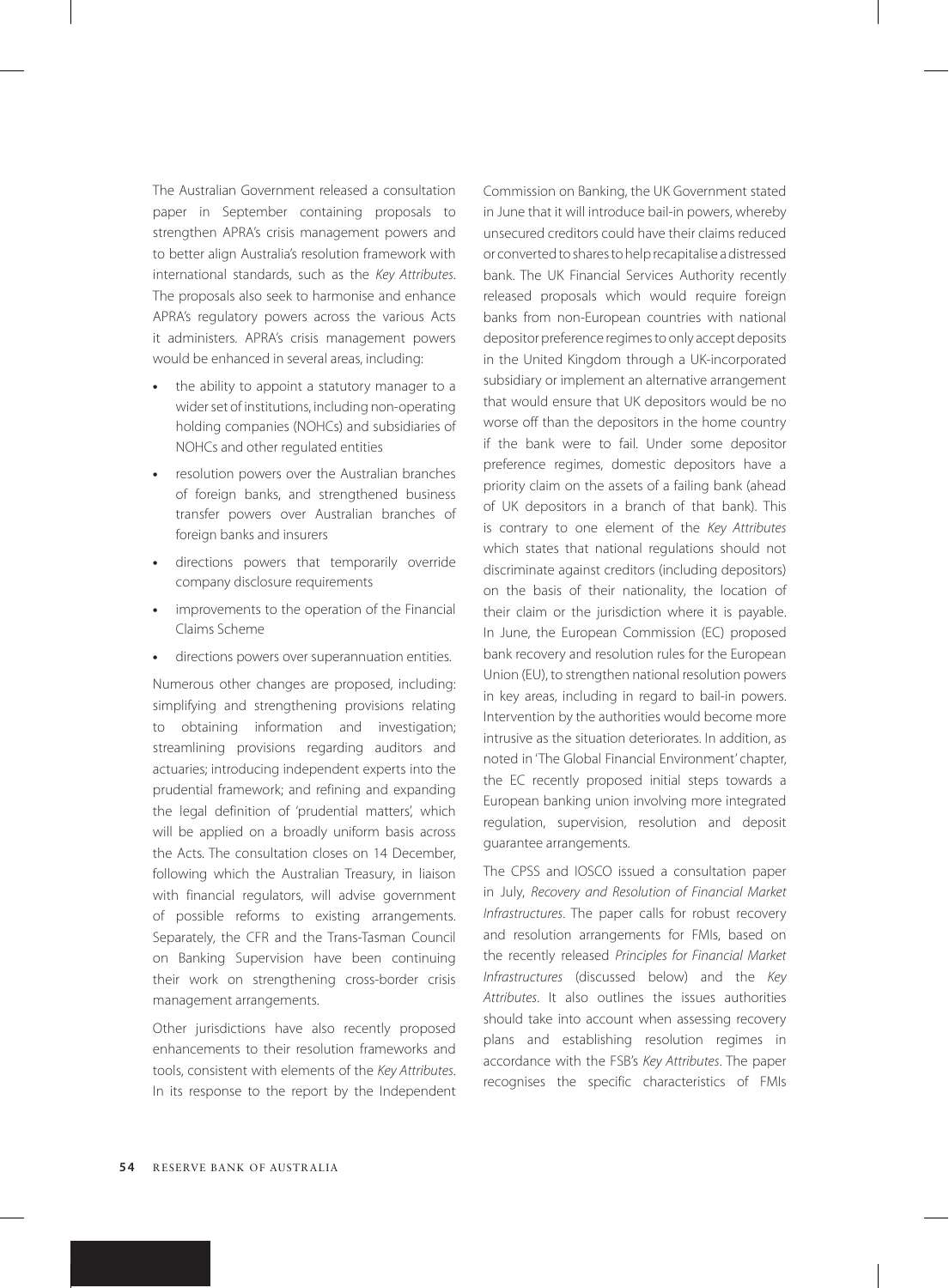The Australian Government released a consultation paper in September containing proposals to strengthen APRA's crisis management powers and to better align Australia's resolution framework with international standards, such as the *Key Attributes*. The proposals also seek to harmonise and enhance APRA's regulatory powers across the various Acts it administers. APRA's crisis management powers would be enhanced in several areas, including:

- the ability to appoint a statutory manager to a wider set of institutions, including non-operating holding companies (NOHCs) and subsidiaries of NOHCs and other regulated entities
- resolution powers over the Australian branches of foreign banks, and strengthened business transfer powers over Australian branches of foreign banks and insurers
- directions powers that temporarily override company disclosure requirements
- improvements to the operation of the Financial Claims Scheme
- directions powers over superannuation entities.

Numerous other changes are proposed, including: simplifying and strengthening provisions relating to obtaining information and investigation; streamlining provisions regarding auditors and actuaries; introducing independent experts into the prudential framework; and refining and expanding the legal definition of 'prudential matters', which will be applied on a broadly uniform basis across the Acts. The consultation closes on 14 December, following which the Australian Treasury, in liaison with financial regulators, will advise government of possible reforms to existing arrangements. Separately, the CFR and the Trans-Tasman Council on Banking Supervision have been continuing their work on strengthening cross-border crisis management arrangements.

Other jurisdictions have also recently proposed enhancements to their resolution frameworks and tools, consistent with elements of the *Key Attributes*. In its response to the report by the Independent Commission on Banking, the UK Government stated in June that it will introduce bail-in powers, whereby unsecured creditors could have their claims reduced or converted to shares to help recapitalise a distressed bank. The UK Financial Services Authority recently released proposals which would require foreign banks from non-European countries with national depositor preference regimes to only accept deposits in the United Kingdom through a UK-incorporated subsidiary or implement an alternative arrangement that would ensure that UK depositors would be no worse off than the depositors in the home country if the bank were to fail. Under some depositor preference regimes, domestic depositors have a priority claim on the assets of a failing bank (ahead of UK depositors in a branch of that bank). This is contrary to one element of the *Key Attributes* which states that national regulations should not discriminate against creditors (including depositors) on the basis of their nationality, the location of their claim or the jurisdiction where it is payable. In June, the European Commission (EC) proposed bank recovery and resolution rules for the European Union (EU), to strengthen national resolution powers in key areas, including in regard to bail-in powers. Intervention by the authorities would become more intrusive as the situation deteriorates. In addition, as noted in 'The Global Financial Environment' chapter, the EC recently proposed initial steps towards a European banking union involving more integrated regulation, supervision, resolution and deposit guarantee arrangements.

The CPSS and IOSCO issued a consultation paper in July, *Recovery and Resolution of Financial Market Infrastructures*. The paper calls for robust recovery and resolution arrangements for FMIs, based on the recently released *Principles for Financial Market Infrastructures* (discussed below) and the *Key Attributes*. It also outlines the issues authorities should take into account when assessing recovery plans and establishing resolution regimes in accordance with the FSB's *Key Attributes*. The paper recognises the specific characteristics of FMIs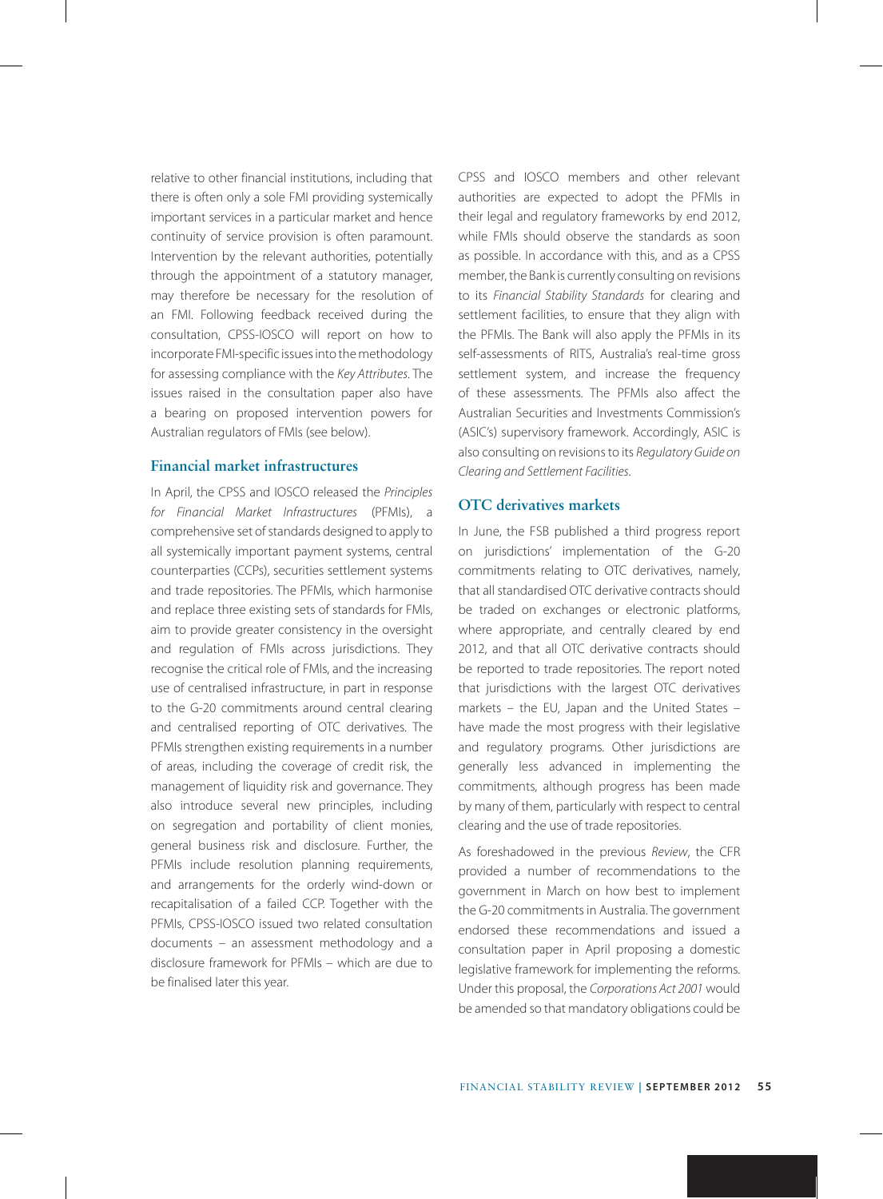relative to other financial institutions, including that there is often only a sole FMI providing systemically important services in a particular market and hence continuity of service provision is often paramount. Intervention by the relevant authorities, potentially through the appointment of a statutory manager, may therefore be necessary for the resolution of an FMI. Following feedback received during the consultation, CPSS-IOSCO will report on how to incorporate FMI-specific issues into the methodology for assessing compliance with the *Key Attributes*. The issues raised in the consultation paper also have a bearing on proposed intervention powers for Australian regulators of FMIs (see below).

## Financial market infrastructures

In April, the CPSS and IOSCO released the *Principles for Financial Market Infrastructures* (PFMIs), a comprehensive set of standards designed to apply to all systemically important payment systems, central counterparties (CCPs), securities settlement systems and trade repositories. The PFMIs, which harmonise and replace three existing sets of standards for FMIs, aim to provide greater consistency in the oversight and regulation of FMIs across jurisdictions. They recognise the critical role of FMIs, and the increasing use of centralised infrastructure, in part in response to the G-20 commitments around central clearing and centralised reporting of OTC derivatives. The PFMIs strengthen existing requirements in a number of areas, including the coverage of credit risk, the management of liquidity risk and governance. They also introduce several new principles, including on segregation and portability of client monies, general business risk and disclosure. Further, the PFMIs include resolution planning requirements, and arrangements for the orderly wind-down or recapitalisation of a failed CCP. Together with the PFMIs, CPSS-IOSCO issued two related consultation documents – an assessment methodology and a disclosure framework for PFMIs – which are due to be finalised later this year.

CPSS and IOSCO members and other relevant authorities are expected to adopt the PFMIs in their legal and regulatory frameworks by end 2012, while FMIs should observe the standards as soon as possible. In accordance with this, and as a CPSS member, the Bank is currently consulting on revisions to its *Financial Stability Standards* for clearing and settlement facilities, to ensure that they align with the PFMIs. The Bank will also apply the PFMIs in its self-assessments of RITS, Australia's real-time gross settlement system, and increase the frequency of these assessments. The PFMIs also affect the Australian Securities and Investments Commission's (ASIC's) supervisory framework. Accordingly, ASIC is also consulting on revisions to its *Regulatory Guide on Clearing and Settlement Facilities*.

## OTC derivatives markets

In June, the FSB published a third progress report on jurisdictions' implementation of the G-20 commitments relating to OTC derivatives, namely, that all standardised OTC derivative contracts should be traded on exchanges or electronic platforms, where appropriate, and centrally cleared by end 2012, and that all OTC derivative contracts should be reported to trade repositories. The report noted that jurisdictions with the largest OTC derivatives markets – the EU, Japan and the United States – have made the most progress with their legislative and regulatory programs. Other jurisdictions are generally less advanced in implementing the commitments, although progress has been made by many of them, particularly with respect to central clearing and the use of trade repositories.

As foreshadowed in the previous *Review*, the CFR provided a number of recommendations to the government in March on how best to implement the G-20 commitments in Australia. The government endorsed these recommendations and issued a consultation paper in April proposing a domestic legislative framework for implementing the reforms. Under this proposal, the *Corporations Act 2001* would be amended so that mandatory obligations could be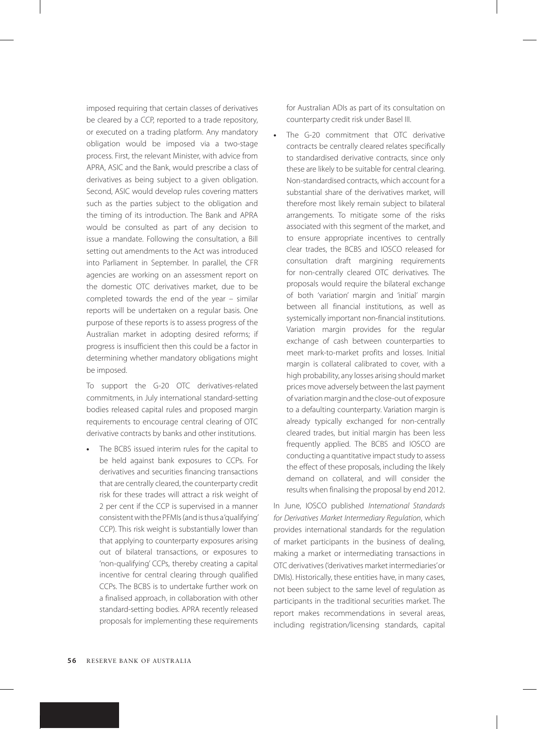imposed requiring that certain classes of derivatives be cleared by a CCP, reported to a trade repository, or executed on a trading platform. Any mandatory obligation would be imposed via a two-stage process. First, the relevant Minister, with advice from APRA, ASIC and the Bank, would prescribe a class of derivatives as being subject to a given obligation. Second, ASIC would develop rules covering matters such as the parties subject to the obligation and the timing of its introduction. The Bank and APRA would be consulted as part of any decision to issue a mandate. Following the consultation, a Bill setting out amendments to the Act was introduced into Parliament in September. In parallel, the CFR agencies are working on an assessment report on the domestic OTC derivatives market, due to be completed towards the end of the year – similar reports will be undertaken on a regular basis. One purpose of these reports is to assess progress of the Australian market in adopting desired reforms; if progress is insufficient then this could be a factor in determining whether mandatory obligations might be imposed.

To support the G-20 OTC derivatives-related commitments, in July international standard-setting bodies released capital rules and proposed margin requirements to encourage central clearing of OTC derivative contracts by banks and other institutions.

- The BCBS issued interim rules for the capital to be held against bank exposures to CCPs. For derivatives and securities financing transactions that are centrally cleared, the counterparty credit risk for these trades will attract a risk weight of 2 per cent if the CCP is supervised in a manner consistent with the PFMIs (and is thus a 'qualifying' CCP). This risk weight is substantially lower than that applying to counterparty exposures arising out of bilateral transactions, or exposures to 'non-qualifying' CCPs, thereby creating a capital incentive for central clearing through qualified CCPs. The BCBS is to undertake further work on a finalised approach, in collaboration with other standard-setting bodies. APRA recently released proposals for implementing these requirements for Australian ADIs as part of its consultation on counterparty credit risk under Basel III.
- The G-20 commitment that OTC derivative contracts be centrally cleared relates specifically to standardised derivative contracts, since only these are likely to be suitable for central clearing. Non-standardised contracts, which account for a substantial share of the derivatives market, will therefore most likely remain subject to bilateral arrangements. To mitigate some of the risks associated with this segment of the market, and to ensure appropriate incentives to centrally clear trades, the BCBS and IOSCO released for consultation draft margining requirements for non-centrally cleared OTC derivatives. The proposals would require the bilateral exchange of both 'variation' margin and 'initial' margin between all financial institutions, as well as systemically important non-financial institutions. Variation margin provides for the regular exchange of cash between counterparties to meet mark-to-market profits and losses. Initial margin is collateral calibrated to cover, with a high probability, any losses arising should market prices move adversely between the last payment of variation margin and the close-out of exposure to a defaulting counterparty. Variation margin is already typically exchanged for non-centrally cleared trades, but initial margin has been less frequently applied. The BCBS and IOSCO are conducting a quantitative impact study to assess the effect of these proposals, including the likely demand on collateral, and will consider the results when finalising the proposal by end 2012.

In June, IOSCO published *International Standards for Derivatives Market Intermediary Regulation*, which provides international standards for the regulation of market participants in the business of dealing, making a market or intermediating transactions in OTC derivatives ('derivatives market intermediaries' or DMIs). Historically, these entities have, in many cases, not been subject to the same level of regulation as participants in the traditional securities market. The report makes recommendations in several areas, including registration/licensing standards, capital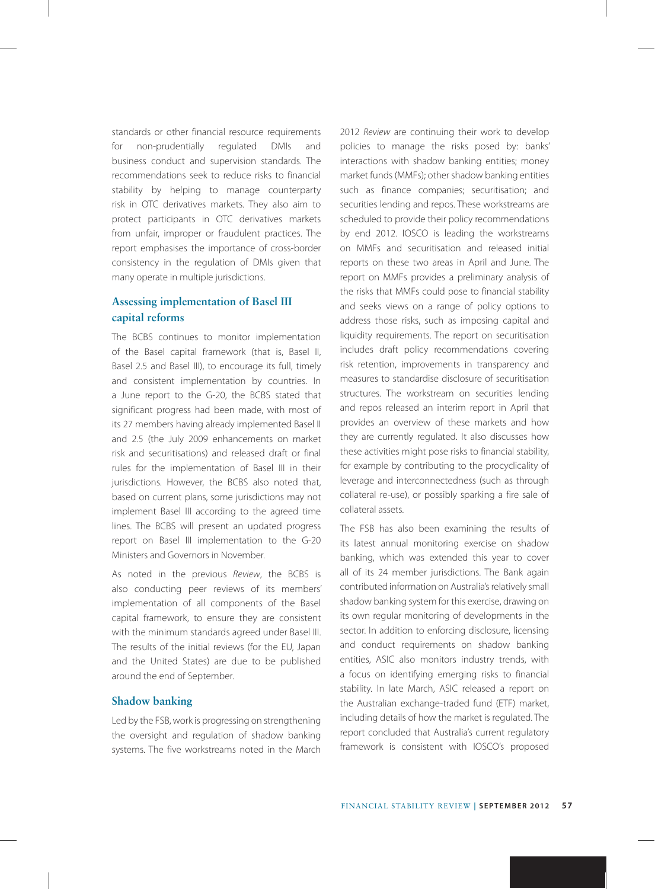standards or other financial resource requirements for non-prudentially regulated DMIs and business conduct and supervision standards. The recommendations seek to reduce risks to financial stability by helping to manage counterparty risk in OTC derivatives markets. They also aim to protect participants in OTC derivatives markets from unfair, improper or fraudulent practices. The report emphasises the importance of cross-border consistency in the regulation of DMIs given that many operate in multiple jurisdictions.

### Assessing implementation of Basel III capital reforms

The BCBS continues to monitor implementation of the Basel capital framework (that is, Basel II, Basel 2.5 and Basel III), to encourage its full, timely and consistent implementation by countries. In a June report to the G-20, the BCBS stated that significant progress had been made, with most of its 27 members having already implemented Basel II and 2.5 (the July 2009 enhancements on market risk and securitisations) and released draft or final rules for the implementation of Basel III in their jurisdictions. However, the BCBS also noted that, based on current plans, some jurisdictions may not implement Basel III according to the agreed time lines. The BCBS will present an updated progress report on Basel III implementation to the G-20 Ministers and Governors in November.

As noted in the previous *Review*, the BCBS is also conducting peer reviews of its members' implementation of all components of the Basel capital framework, to ensure they are consistent with the minimum standards agreed under Basel III. The results of the initial reviews (for the EU, Japan and the United States) are due to be published around the end of September.

### Shadow banking

Led by the FSB, work is progressing on strengthening the oversight and regulation of shadow banking systems. The five workstreams noted in the March 2012 *Review* are continuing their work to develop policies to manage the risks posed by: banks' interactions with shadow banking entities; money market funds (MMFs); other shadow banking entities such as finance companies; securitisation; and securities lending and repos. These workstreams are scheduled to provide their policy recommendations by end 2012. IOSCO is leading the workstreams on MMFs and securitisation and released initial reports on these two areas in April and June. The report on MMFs provides a preliminary analysis of the risks that MMFs could pose to financial stability and seeks views on a range of policy options to address those risks, such as imposing capital and liquidity requirements. The report on securitisation includes draft policy recommendations covering risk retention, improvements in transparency and measures to standardise disclosure of securitisation structures. The workstream on securities lending and repos released an interim report in April that provides an overview of these markets and how they are currently regulated. It also discusses how these activities might pose risks to financial stability, for example by contributing to the procyclicality of leverage and interconnectedness (such as through collateral re-use), or possibly sparking a fire sale of collateral assets.

The FSB has also been examining the results of its latest annual monitoring exercise on shadow banking, which was extended this year to cover all of its 24 member jurisdictions. The Bank again contributed information on Australia's relatively small shadow banking system for this exercise, drawing on its own regular monitoring of developments in the sector. In addition to enforcing disclosure, licensing and conduct requirements on shadow banking entities, ASIC also monitors industry trends, with a focus on identifying emerging risks to financial stability. In late March, ASIC released a report on the Australian exchange-traded fund (ETF) market, including details of how the market is regulated. The report concluded that Australia's current regulatory framework is consistent with IOSCO's proposed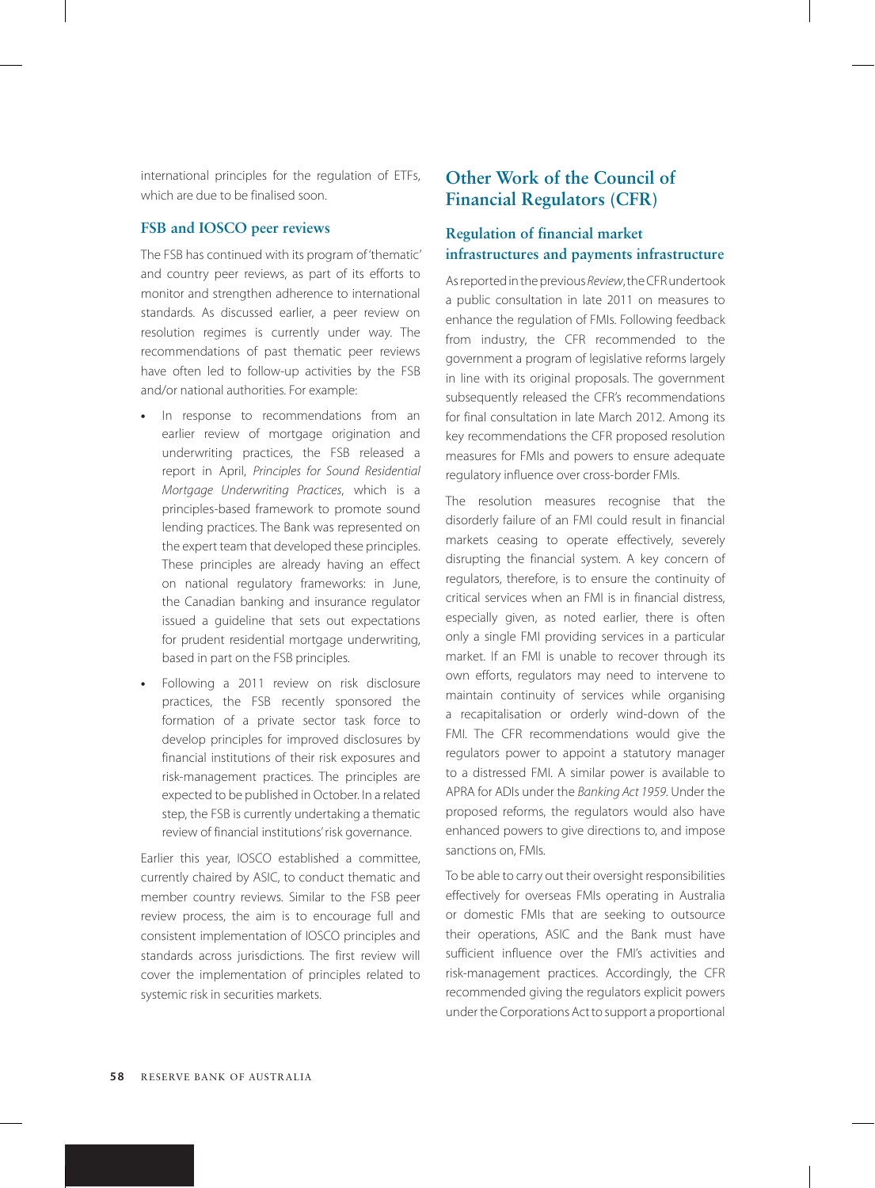international principles for the regulation of ETFs, which are due to be finalised soon.

### FSB and IOSCO peer reviews

The FSB has continued with its program of 'thematic' and country peer reviews, as part of its efforts to monitor and strengthen adherence to international standards. As discussed earlier, a peer review on resolution regimes is currently under way. The recommendations of past thematic peer reviews have often led to follow-up activities by the FSB and/or national authorities. For example:

- In response to recommendations from an earlier review of mortgage origination and underwriting practices, the FSB released a report in April, *Principles for Sound Residential Mortgage Underwriting Practices*, which is a principles-based framework to promote sound lending practices. The Bank was represented on the expert team that developed these principles. These principles are already having an effect on national regulatory frameworks: in June, the Canadian banking and insurance regulator issued a guideline that sets out expectations for prudent residential mortgage underwriting, based in part on the FSB principles.
- Following a 2011 review on risk disclosure practices, the FSB recently sponsored the formation of a private sector task force to develop principles for improved disclosures by financial institutions of their risk exposures and risk-management practices. The principles are expected to be published in October. In a related step, the FSB is currently undertaking a thematic review of financial institutions' risk governance.

Earlier this year, IOSCO established a committee, currently chaired by ASIC, to conduct thematic and member country reviews. Similar to the FSB peer review process, the aim is to encourage full and consistent implementation of IOSCO principles and standards across jurisdictions. The first review will cover the implementation of principles related to systemic risk in securities markets.

## Other Work of the Council of Financial Regulators (CFR)

### Regulation of financial market infrastructures and payments infrastructure

As reported in the previous *Review*, the CFR undertook a public consultation in late 2011 on measures to enhance the regulation of FMIs. Following feedback from industry, the CFR recommended to the government a program of legislative reforms largely in line with its original proposals. The government subsequently released the CFR's recommendations for final consultation in late March 2012. Among its key recommendations the CFR proposed resolution measures for FMIs and powers to ensure adequate regulatory influence over cross-border FMIs.

The resolution measures recognise that the disorderly failure of an FMI could result in financial markets ceasing to operate effectively, severely disrupting the financial system. A key concern of regulators, therefore, is to ensure the continuity of critical services when an FMI is in financial distress, especially given, as noted earlier, there is often only a single FMI providing services in a particular market. If an FMI is unable to recover through its own efforts, regulators may need to intervene to maintain continuity of services while organising a recapitalisation or orderly wind-down of the FMI. The CFR recommendations would give the regulators power to appoint a statutory manager to a distressed FMI. A similar power is available to APRA for ADIs under the *Banking Act 1959*. Under the proposed reforms, the regulators would also have enhanced powers to give directions to, and impose sanctions on, FMIs.

To be able to carry out their oversight responsibilities effectively for overseas FMIs operating in Australia or domestic FMIs that are seeking to outsource their operations, ASIC and the Bank must have sufficient influence over the FMI's activities and risk-management practices. Accordingly, the CFR recommended giving the regulators explicit powers under the Corporations Act to support a proportional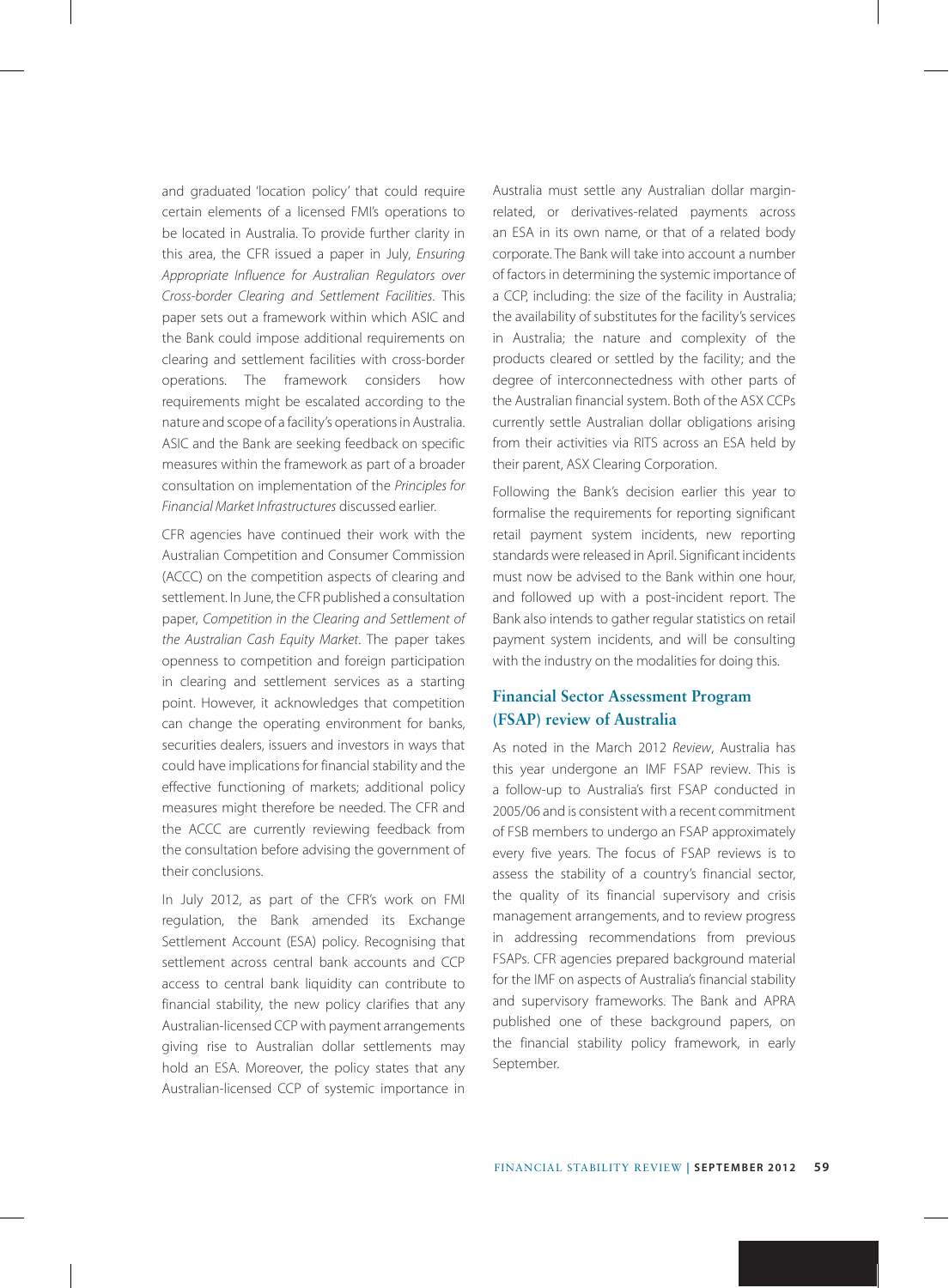and graduated 'location policy' that could require certain elements of a licensed FMI's operations to be located in Australia. To provide further clarity in this area, the CFR issued a paper in July, *Ensuring Appropriate Influence for Australian Regulators over Cross-border Clearing and Settlement Facilities*. This paper sets out a framework within which ASIC and the Bank could impose additional requirements on clearing and settlement facilities with cross-border operations. The framework considers how requirements might be escalated according to the nature and scope of a facility's operations in Australia. ASIC and the Bank are seeking feedback on specific measures within the framework as part of a broader consultation on implementation of the *Principles for Financial Market Infrastructures* discussed earlier.

CFR agencies have continued their work with the Australian Competition and Consumer Commission (ACCC) on the competition aspects of clearing and settlement. In June, the CFR published a consultation paper, *Competition in the Clearing and Settlement of the Australian Cash Equity Market*. The paper takes openness to competition and foreign participation in clearing and settlement services as a starting point. However, it acknowledges that competition can change the operating environment for banks, securities dealers, issuers and investors in ways that could have implications for financial stability and the effective functioning of markets; additional policy measures might therefore be needed. The CFR and the ACCC are currently reviewing feedback from the consultation before advising the government of their conclusions.

In July 2012, as part of the CFR's work on FMI regulation, the Bank amended its Exchange Settlement Account (ESA) policy. Recognising that settlement across central bank accounts and CCP access to central bank liquidity can contribute to financial stability, the new policy clarifies that any Australian-licensed CCP with payment arrangements giving rise to Australian dollar settlements may hold an ESA. Moreover, the policy states that any Australian-licensed CCP of systemic importance in Australia must settle any Australian dollar margin-related, or derivatives-related payments across an ESA in its own name, or that of a related body corporate. The Bank will take into account a number of factors in determining the systemic importance of a CCP, including: the size of the facility in Australia; the availability of substitutes for the facility's services in Australia; the nature and complexity of the products cleared or settled by the facility; and the degree of interconnectedness with other parts of the Australian financial system. Both of the ASX CCPs currently settle Australian dollar obligations arising from their activities via RITS across an ESA held by their parent, ASX Clearing Corporation.

Following the Bank's decision earlier this year to formalise the requirements for reporting significant retail payment system incidents, new reporting standards were released in April. Significant incidents must now be advised to the Bank within one hour, and followed up with a post-incident report. The Bank also intends to gather regular statistics on retail payment system incidents, and will be consulting with the industry on the modalities for doing this.

## Financial Sector Assessment Program (FSAP) review of Australia

As noted in the March 2012 *Review*, Australia has this year undergone an IMF FSAP review. This is a follow-up to Australia's first FSAP conducted in 2005/06 and is consistent with a recent commitment of FSB members to undergo an FSAP approximately every five years. The focus of FSAP reviews is to assess the stability of a country's financial sector, the quality of its financial supervisory and crisis management arrangements, and to review progress in addressing recommendations from previous FSAPs. CFR agencies prepared background material for the IMF on aspects of Australia's financial stability and supervisory frameworks. The Bank and APRA published one of these background papers, on the financial stability policy framework, in early September.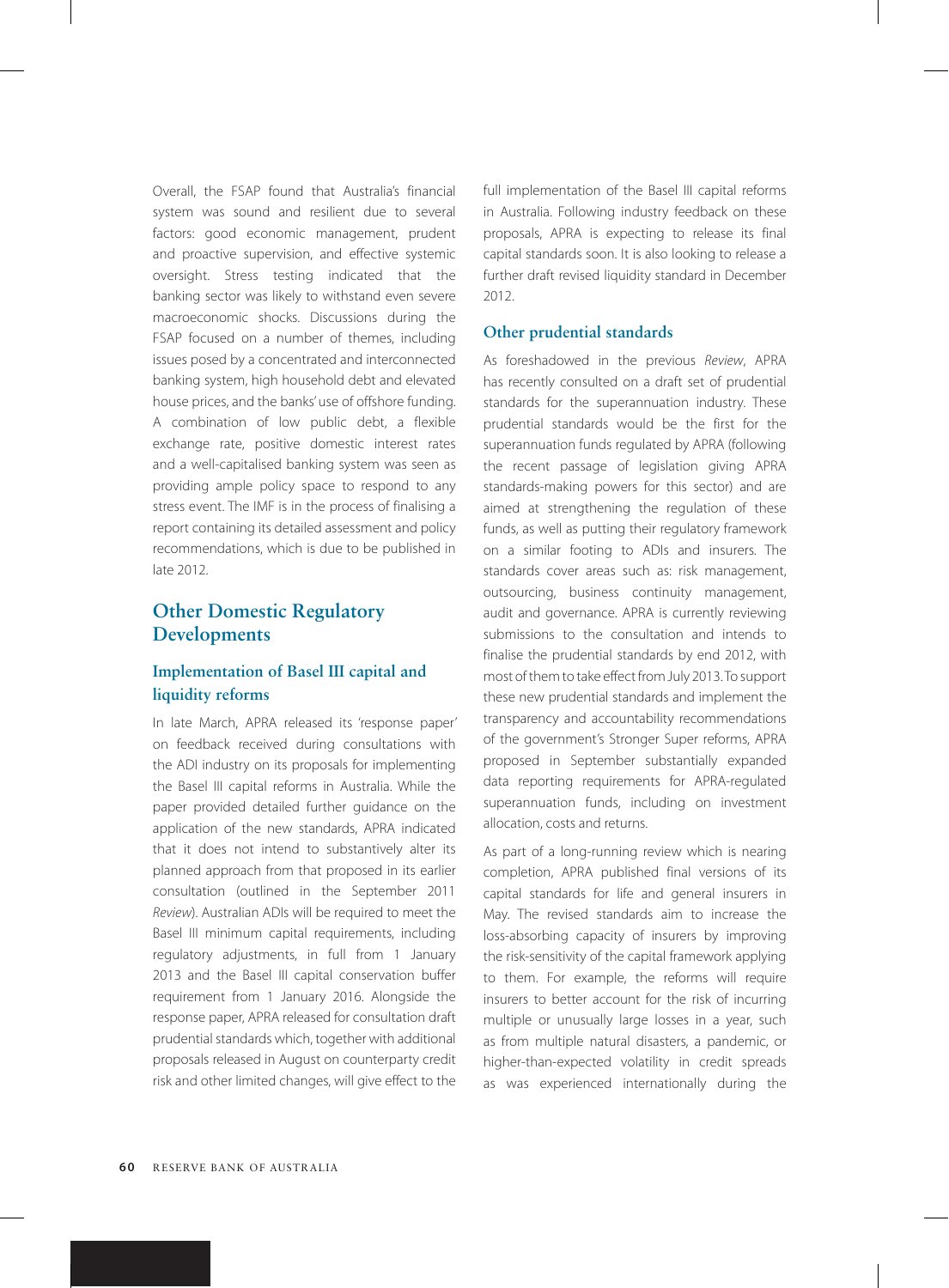Overall, the FSAP found that Australia's financial system was sound and resilient due to several factors: good economic management, prudent and proactive supervision, and effective systemic oversight. Stress testing indicated that the banking sector was likely to withstand even severe macroeconomic shocks. Discussions during the FSAP focused on a number of themes, including issues posed by a concentrated and interconnected banking system, high household debt and elevated house prices, and the banks' use of offshore funding. A combination of low public debt, a flexible exchange rate, positive domestic interest rates and a well-capitalised banking system was seen as providing ample policy space to respond to any stress event. The IMF is in the process of finalising a report containing its detailed assessment and policy recommendations, which is due to be published in late 2012.

## Other Domestic Regulatory Developments

### Implementation of Basel III capital and liquidity reforms

In late March, APRA released its 'response paper' on feedback received during consultations with the ADI industry on its proposals for implementing the Basel III capital reforms in Australia. While the paper provided detailed further guidance on the application of the new standards, APRA indicated that it does not intend to substantively alter its planned approach from that proposed in its earlier consultation (outlined in the September 2011 *Review*). Australian ADIs will be required to meet the Basel III minimum capital requirements, including regulatory adjustments, in full from 1 January 2013 and the Basel III capital conservation buffer requirement from 1 January 2016. Alongside the response paper, APRA released for consultation draft prudential standards which, together with additional proposals released in August on counterparty credit risk and other limited changes, will give effect to the full implementation of the Basel III capital reforms in Australia. Following industry feedback on these proposals, APRA is expecting to release its final capital standards soon. It is also looking to release a further draft revised liquidity standard in December 2012.

### Other prudential standards

As foreshadowed in the previous *Review*, APRA has recently consulted on a draft set of prudential standards for the superannuation industry. These prudential standards would be the first for the superannuation funds regulated by APRA (following the recent passage of legislation giving APRA standards-making powers for this sector) and are aimed at strengthening the regulation of these funds, as well as putting their regulatory framework on a similar footing to ADIs and insurers. The standards cover areas such as: risk management, outsourcing, business continuity management, audit and governance. APRA is currently reviewing submissions to the consultation and intends to finalise the prudential standards by end 2012, with most of them to take effect from July 2013. To support these new prudential standards and implement the transparency and accountability recommendations of the government's Stronger Super reforms, APRA proposed in September substantially expanded data reporting requirements for APRA-regulated superannuation funds, including on investment allocation, costs and returns.

As part of a long-running review which is nearing completion, APRA published final versions of its capital standards for life and general insurers in May. The revised standards aim to increase the loss-absorbing capacity of insurers by improving the risk-sensitivity of the capital framework applying to them. For example, the reforms will require insurers to better account for the risk of incurring multiple or unusually large losses in a year, such as from multiple natural disasters, a pandemic, or higher-than-expected volatility in credit spreads as was experienced internationally during the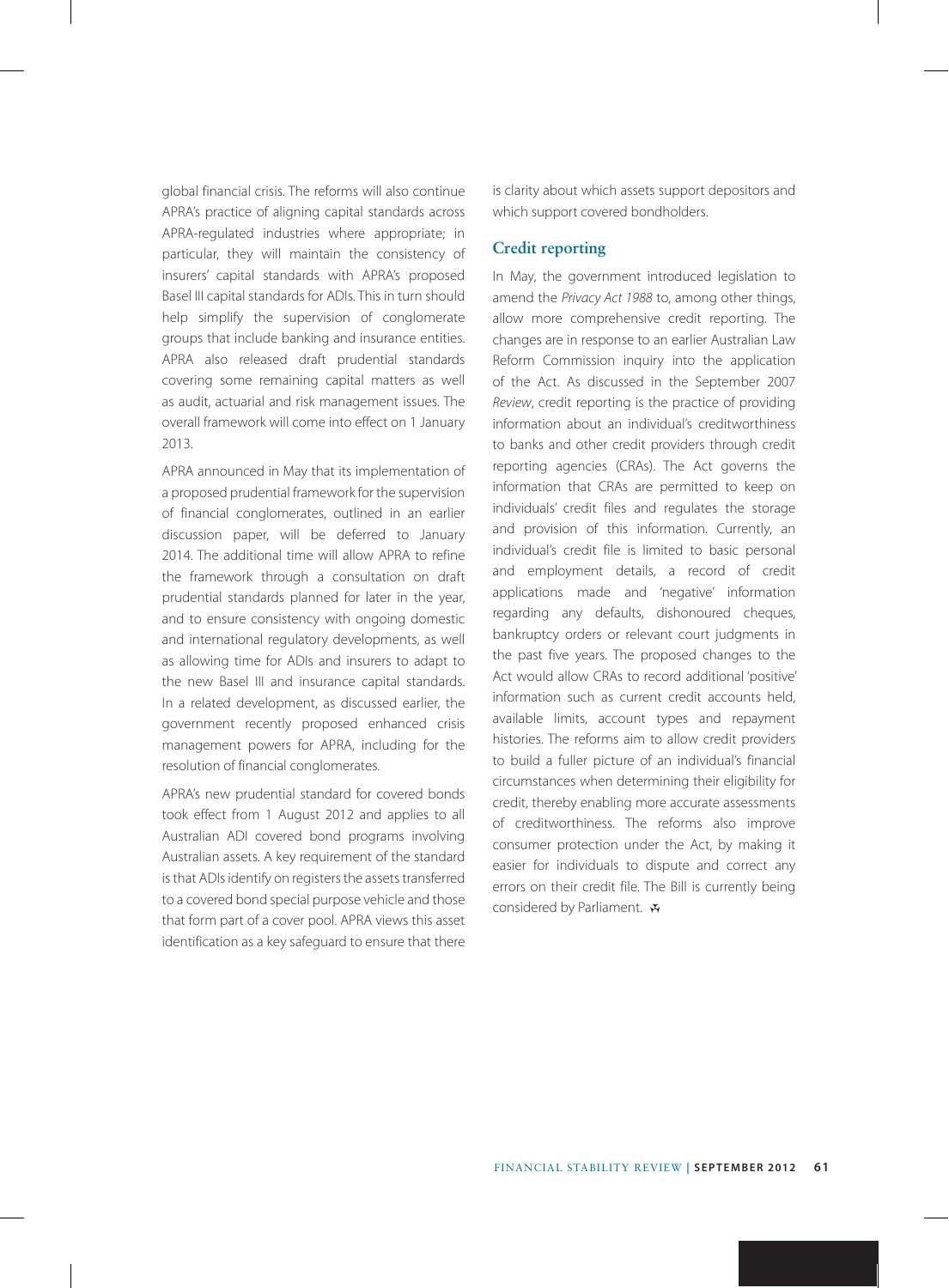global financial crisis. The reforms will also continue APRA's practice of aligning capital standards across APRA-regulated industries where appropriate; in particular, they will maintain the consistency of insurers' capital standards with APRA's proposed Basel III capital standards for ADIs. This in turn should help simplify the supervision of conglomerate groups that include banking and insurance entities. APRA also released draft prudential standards covering some remaining capital matters as well as audit, actuarial and risk management issues. The overall framework will come into effect on 1 January 2013.

APRA announced in May that its implementation of a proposed prudential framework for the supervision of financial conglomerates, outlined in an earlier discussion paper, will be deferred to January 2014. The additional time will allow APRA to refine the framework through a consultation on draft prudential standards planned for later in the year, and to ensure consistency with ongoing domestic and international regulatory developments, as well as allowing time for ADIs and insurers to adapt to the new Basel III and insurance capital standards. In a related development, as discussed earlier, the government recently proposed enhanced crisis management powers for APRA, including for the resolution of financial conglomerates.

APRA's new prudential standard for covered bonds took effect from 1 August 2012 and applies to all Australian ADI covered bond programs involving Australian assets. A key requirement of the standard is that ADIs identify on registers the assets transferred to a covered bond special purpose vehicle and those that form part of a cover pool. APRA views this asset identification as a key safeguard to ensure that there is clarity about which assets support depositors and which support covered bondholders.

## Credit reporting

In May, the government introduced legislation to amend the *Privacy Act 1988* to, among other things, allow more comprehensive credit reporting. The changes are in response to an earlier Australian Law Reform Commission inquiry into the application of the Act. As discussed in the September 2007 *Review*, credit reporting is the practice of providing information about an individual's creditworthiness to banks and other credit providers through credit reporting agencies (CRAs). The Act governs the information that CRAs are permitted to keep on individuals' credit files and regulates the storage and provision of this information. Currently, an individual's credit file is limited to basic personal and employment details, a record of credit applications made and 'negative' information regarding any defaults, dishonoured cheques, bankruptcy orders or relevant court judgments in the past five years. The proposed changes to the Act would allow CRAs to record additional 'positive' information such as current credit accounts held, available limits, account types and repayment histories. The reforms aim to allow credit providers to build a fuller picture of an individual's financial circumstances when determining their eligibility for credit, thereby enabling more accurate assessments of creditworthiness. The reforms also improve consumer protection under the Act, by making it easier for individuals to dispute and correct any errors on their credit file. The Bill is currently being considered by Parliament.